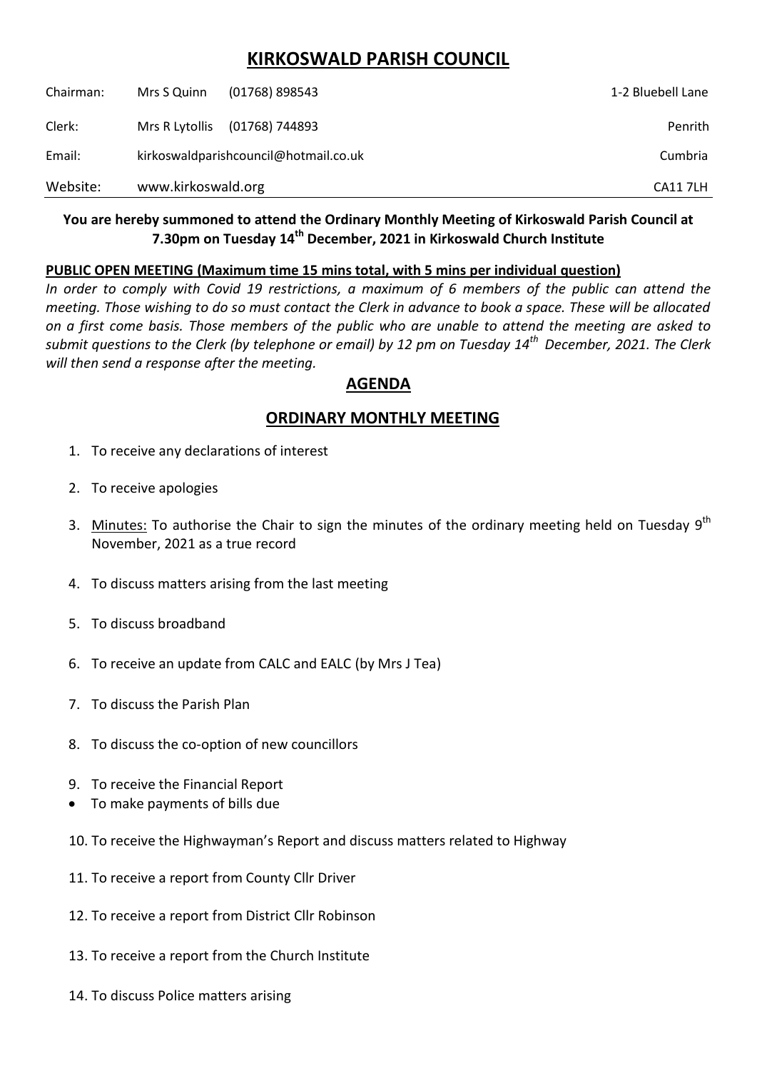# KIRKOSWALD PARISH COUNCIL

| | | | |
|---|---|---|---|
| Chairman: | Mrs S Quinn | (01768) 898543 | 1-2 Bluebell Lane |
| Clerk: | Mrs R Lytollis | (01768) 744893 | Penrith |
| Email: | kirkoswaldparishcouncil@hotmail.co.uk | | Cumbria |
| Website: | www.kirkoswald.org | | CA11 7LH |

**You are hereby summoned to attend the Ordinary Monthly Meeting of Kirkoswald Parish Council at 7.30pm on Tuesday 14th December, 2021 in Kirkoswald Church Institute**

**PUBLIC OPEN MEETING (Maximum time 15 mins total, with 5 mins per individual question)**

*In order to comply with Covid 19 restrictions, a maximum of 6 members of the public can attend the meeting. Those wishing to do so must contact the Clerk in advance to book a space. These will be allocated on a first come basis. Those members of the public who are unable to attend the meeting are asked to submit questions to the Clerk (by telephone or email) by 12 pm on Tuesday 14th December, 2021. The Clerk will then send a response after the meeting.*

## AGENDA

## ORDINARY MONTHLY MEETING

1. To receive any declarations of interest
2. To receive apologies
3. Minutes: To authorise the Chair to sign the minutes of the ordinary meeting held on Tuesday 9th November, 2021 as a true record
4. To discuss matters arising from the last meeting
5. To discuss broadband
6. To receive an update from CALC and EALC (by Mrs J Tea)
7. To discuss the Parish Plan
8. To discuss the co-option of new councillors
9. To receive the Financial Report
   - To make payments of bills due
10. To receive the Highwayman's Report and discuss matters related to Highway
11. To receive a report from County Cllr Driver
12. To receive a report from District Cllr Robinson
13. To receive a report from the Church Institute
14. To discuss Police matters arising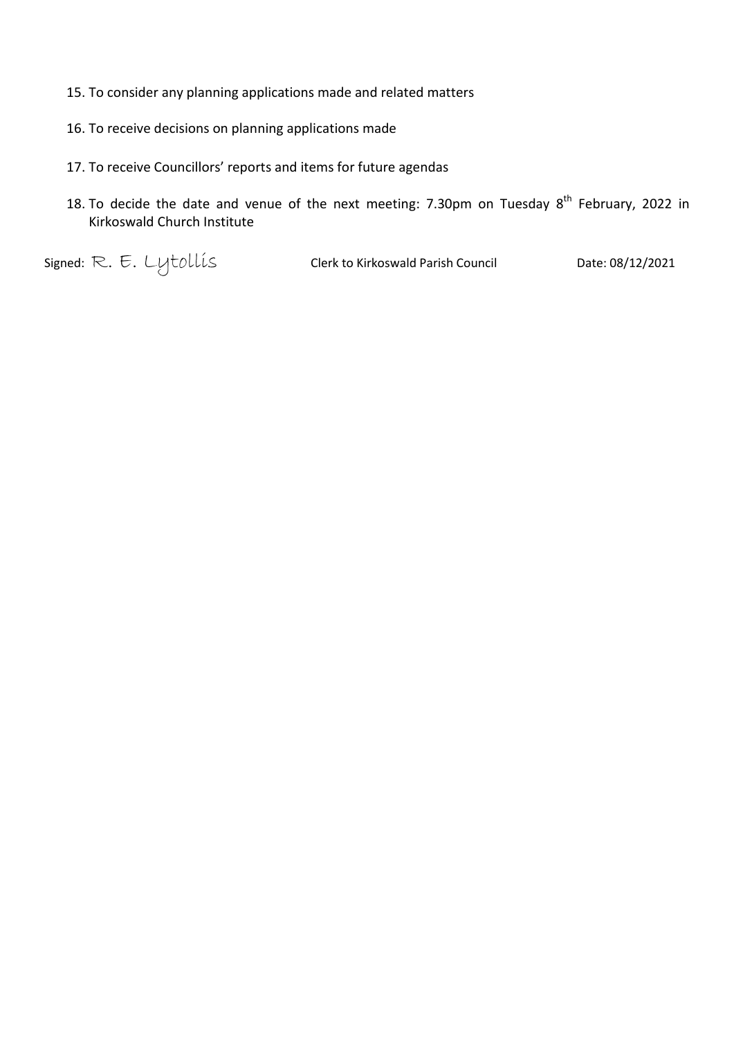15. To consider any planning applications made and related matters
16. To receive decisions on planning applications made
17. To receive Councillors' reports and items for future agendas
18. To decide the date and venue of the next meeting: 7.30pm on Tuesday 8th February, 2022 in Kirkoswald Church Institute

Signed: R. E. Lytollis Clerk to Kirkoswald Parish Council Date: 08/12/2021